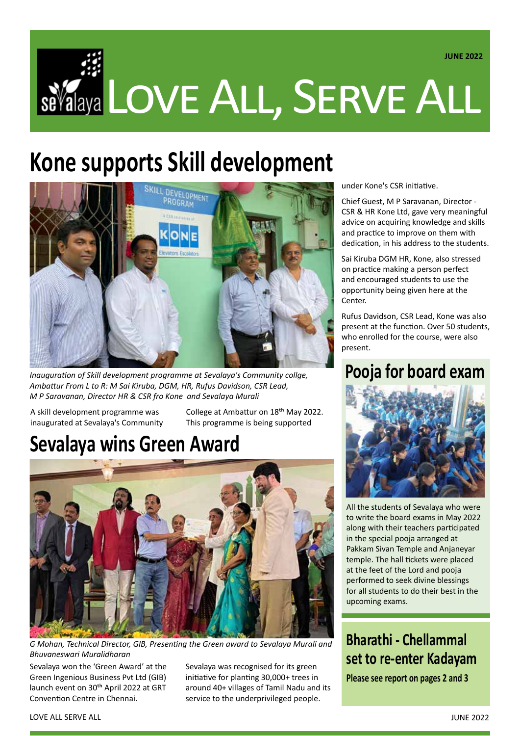JUNE 2022

# LOVE ALL, SERVE ALL

## Kone supports Skill development

*Inauguration of Skill development programme at Sevalaya's Community collge, Ambattur From L to R: M Sai Kiruba, DGM, HR, Rufus Davidson, CSR Lead, M P Saravanan, Director HR & CSR fro Kone and Sevalaya Murali*

A skill development programme was inaugurated at Sevalaya's Community College at Ambattur on 18th May 2022. This programme is being supported under Kone's CSR initiative.

Chief Guest, M P Saravanan, Director - CSR & HR Kone Ltd, gave very meaningful advice on acquiring knowledge and skills and practice to improve on them with dedication, in his address to the students.

Sai Kiruba DGM HR, Kone, also stressed on practice making a person perfect and encouraged students to use the opportunity being given here at the Center.

Rufus Davidson, CSR Lead, Kone was also present at the function. Over 50 students, who enrolled for the course, were also present.

## Sevalaya wins Green Award

*G Mohan, Technical Director, GIB, Presenting the Green award to Sevalaya Murali and Bhuvaneswari Muralidharan*

Sevalaya won the 'Green Award' at the Green Ingenious Business Pvt Ltd (GIB) launch event on 30th April 2022 at GRT Convention Centre in Chennai.

Sevalaya was recognised for its green initiative for planting 30,000+ trees in around 40+ villages of Tamil Nadu and its service to the underprivileged people.

## Pooja for board exam

All the students of Sevalaya who were to write the board exams in May 2022 along with their teachers participated in the special pooja arranged at Pakkam Sivan Temple and Anjaneyar temple. The hall tickets were placed at the feet of the Lord and pooja performed to seek divine blessings for all students to do their best in the upcoming exams.

## Bharathi - Chellammal set to re-enter Kadayam

**Please see report on pages 2 and 3**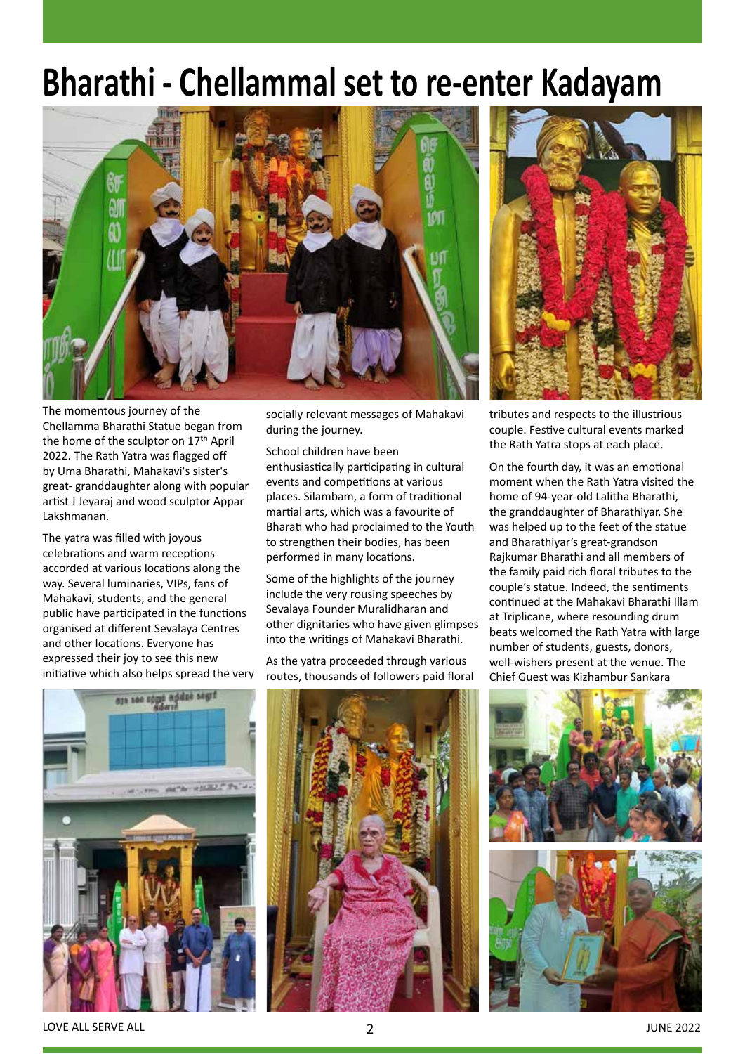# Bharathi - Chellammal set to re-enter Kadayam

The momentous journey of the Chellamma Bharathi Statue began from the home of the sculptor on 17th April 2022. The Rath Yatra was flagged off by Uma Bharathi, Mahakavi's sister's great- granddaughter along with popular artist J Jeyaraj and wood sculptor Appar Lakshmanan.

The yatra was filled with joyous celebrations and warm receptions accorded at various locations along the way. Several luminaries, VIPs, fans of Mahakavi, students, and the general public have participated in the functions organised at different Sevalaya Centres and other locations. Everyone has expressed their joy to see this new initiative which also helps spread the very socially relevant messages of Mahakavi during the journey.

School children have been enthusiastically participating in cultural events and competitions at various places. Silambam, a form of traditional martial arts, which was a favourite of Bharati who had proclaimed to the Youth to strengthen their bodies, has been performed in many locations.

Some of the highlights of the journey include the very rousing speeches by Sevalaya Founder Muralidharan and other dignitaries who have given glimpses into the writings of Mahakavi Bharathi.

As the yatra proceeded through various routes, thousands of followers paid floral tributes and respects to the illustrious couple. Festive cultural events marked the Rath Yatra stops at each place.

On the fourth day, it was an emotional moment when the Rath Yatra visited the home of 94-year-old Lalitha Bharathi, the granddaughter of Bharathiyar. She was helped up to the feet of the statue and Bharathiyar's great-grandson Rajkumar Bharathi and all members of the family paid rich floral tributes to the couple's statue. Indeed, the sentiments continued at the Mahakavi Bharathi Illam at Triplicane, where resounding drum beats welcomed the Rath Yatra with large number of students, guests, donors, well-wishers present at the venue. The Chief Guest was Kizhambur Sankara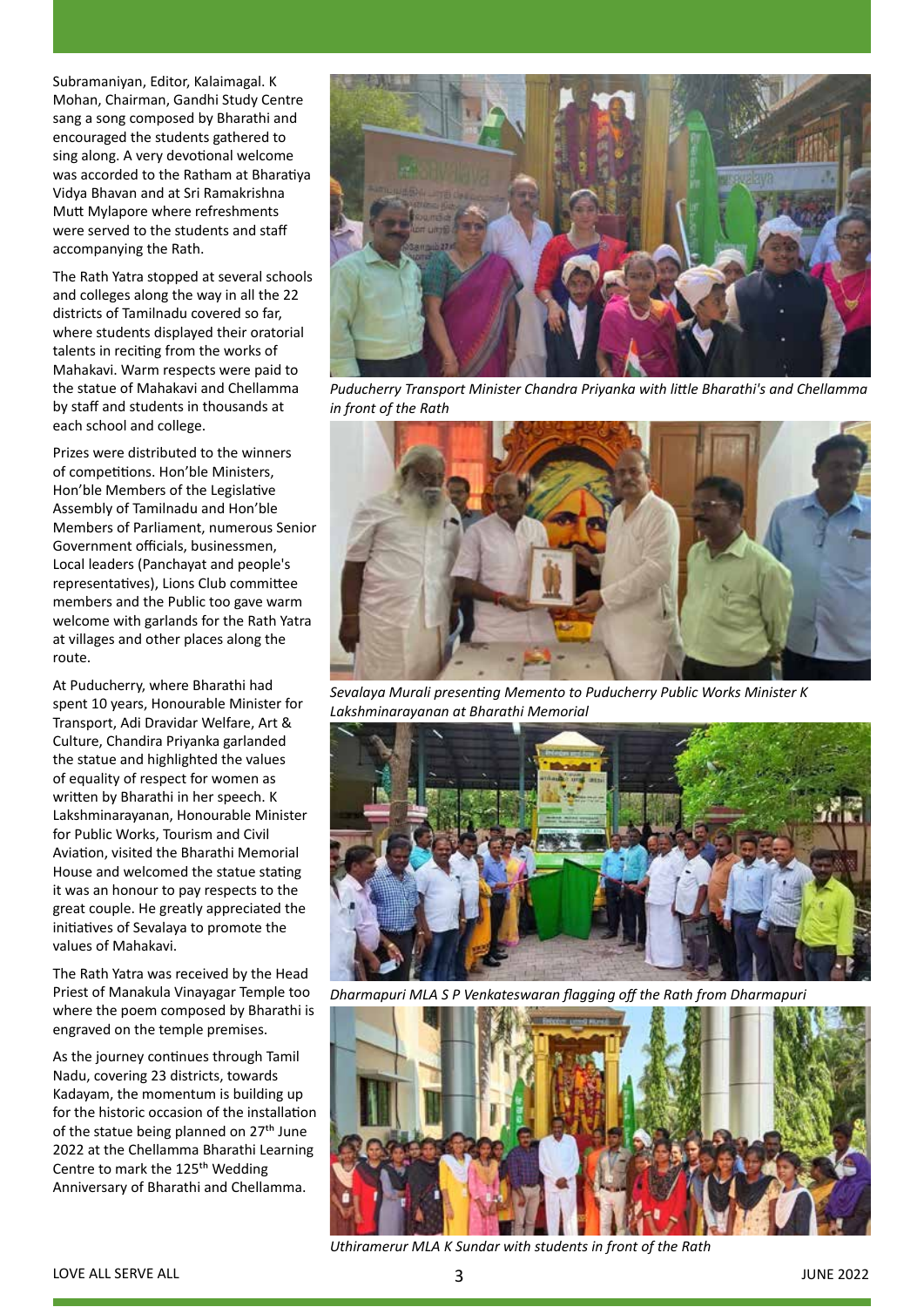Subramaniyan, Editor, Kalaimagal. K Mohan, Chairman, Gandhi Study Centre sang a song composed by Bharathi and encouraged the students gathered to sing along. A very devotional welcome was accorded to the Ratham at Bharatiya Vidya Bhavan and at Sri Ramakrishna Mutt Mylapore where refreshments were served to the students and staff accompanying the Rath.

The Rath Yatra stopped at several schools and colleges along the way in all the 22 districts of Tamilnadu covered so far, where students displayed their oratorial talents in reciting from the works of Mahakavi. Warm respects were paid to the statue of Mahakavi and Chellamma by staff and students in thousands at each school and college.

Prizes were distributed to the winners of competitions. Hon'ble Ministers, Hon'ble Members of the Legislative Assembly of Tamilnadu and Hon'ble Members of Parliament, numerous Senior Government officials, businessmen, Local leaders (Panchayat and people's representatives), Lions Club committee members and the Public too gave warm welcome with garlands for the Rath Yatra at villages and other places along the route.

At Puducherry, where Bharathi had spent 10 years, Honourable Minister for Transport, Adi Dravidar Welfare, Art & Culture, Chandira Priyanka garlanded the statue and highlighted the values of equality of respect for women as written by Bharathi in her speech. K Lakshminarayanan, Honourable Minister for Public Works, Tourism and Civil Aviation, visited the Bharathi Memorial House and welcomed the statue stating it was an honour to pay respects to the great couple. He greatly appreciated the initiatives of Sevalaya to promote the values of Mahakavi.

The Rath Yatra was received by the Head Priest of Manakula Vinayagar Temple too where the poem composed by Bharathi is engraved on the temple premises.

As the journey continues through Tamil Nadu, covering 23 districts, towards Kadayam, the momentum is building up for the historic occasion of the installation of the statue being planned on 27th June 2022 at the Chellamma Bharathi Learning Centre to mark the 125th Wedding Anniversary of Bharathi and Chellamma.

*Puducherry Transport Minister Chandra Priyanka with little Bharathi's and Chellamma in front of the Rath*

*Sevalaya Murali presenting Memento to Puducherry Public Works Minister K Lakshminarayanan at Bharathi Memorial*

*Dharmapuri MLA S P Venkateswaran flagging off the Rath from Dharmapuri*

*Uthiramerur MLA K Sundar with students in front of the Rath*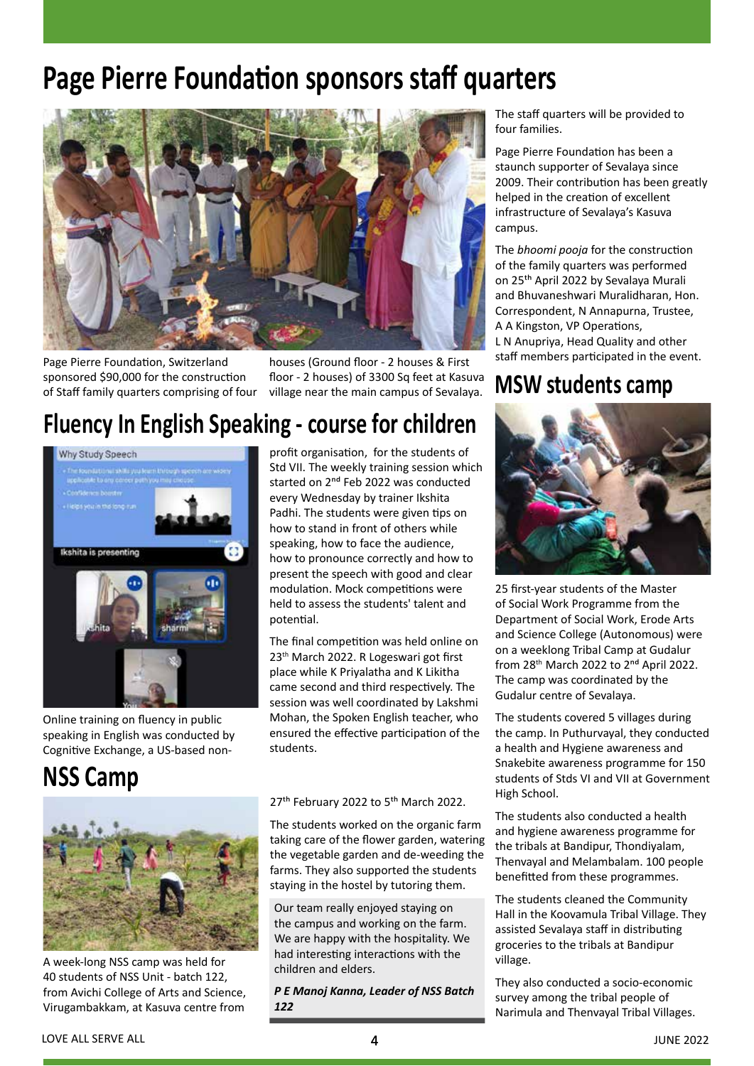# Page Pierre Foundation sponsors staff quarters

Page Pierre Foundation, Switzerland sponsored $90,000 for the construction of Staff family quarters comprising of four houses (Ground floor - 2 houses & First floor - 2 houses) of 3300 Sq feet at Kasuva village near the main campus of Sevalaya.

The staff quarters will be provided to four families.

Page Pierre Foundation has been a staunch supporter of Sevalaya since 2009. Their contribution has been greatly helped in the creation of excellent infrastructure of Sevalaya's Kasuva campus.

The *bhoomi pooja* for the construction of the family quarters was performed on 25th April 2022 by Sevalaya Murali and Bhuvaneshwari Muralidharan, Hon. Correspondent, N Annapurna, Trustee, A A Kingston, VP Operations, L N Anupriya, Head Quality and other staff members participated in the event.

# Fluency In English Speaking - course for children

Online training on fluency in public speaking in English was conducted by Cognitive Exchange, a US-based non-profit organisation, for the students of Std VII. The weekly training session which started on 2nd Feb 2022 was conducted every Wednesday by trainer Ikshita Padhi. The students were given tips on how to stand in front of others while speaking, how to face the audience, how to pronounce correctly and how to present the speech with good and clear modulation. Mock competitions were held to assess the students' talent and potential.

The final competition was held online on 23rd March 2022. R Logeswari got first place while K Priyalatha and K Likitha came second and third respectively. The session was well coordinated by Lakshmi Mohan, the Spoken English teacher, who ensured the effective participation of the students.

# NSS Camp

A week-long NSS camp was held for 40 students of NSS Unit - batch 122, from Avichi College of Arts and Science, Virugambakkam, at Kasuva centre from 27th February 2022 to 5th March 2022.

The students worked on the organic farm taking care of the flower garden, watering the vegetable garden and de-weeding the farms. They also supported the students staying in the hostel by tutoring them.

Our team really enjoyed staying on the campus and working on the farm. We are happy with the hospitality. We had interesting interactions with the children and elders.

***P E Manoj Kanna, Leader of NSS Batch 122***

# MSW students camp

25 first-year students of the Master of Social Work Programme from the Department of Social Work, Erode Arts and Science College (Autonomous) were on a weeklong Tribal Camp at Gudalur from 28th March 2022 to 2nd April 2022. The camp was coordinated by the Gudalur centre of Sevalaya.

The students covered 5 villages during the camp. In Puthurvayal, they conducted a health and Hygiene awareness and Snakebite awareness programme for 150 students of Stds VI and VII at Government High School.

The students also conducted a health and hygiene awareness programme for the tribals at Bandipur, Thondiyalam, Thenvayal and Melambalam. 100 people benefitted from these programmes.

The students cleaned the Community Hall in the Koovamula Tribal Village. They assisted Sevalaya staff in distributing groceries to the tribals at Bandipur village.

They also conducted a socio-economic survey among the tribal people of Narimula and Thenvayal Tribal Villages.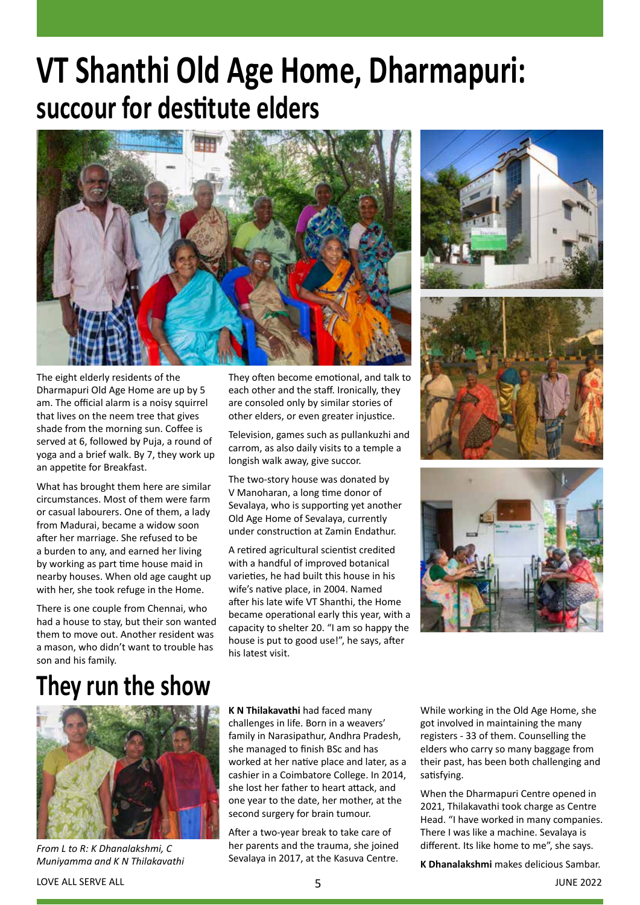# VT Shanthi Old Age Home, Dharmapuri: succour for destitute elders

The eight elderly residents of the Dharmapuri Old Age Home are up by 5 am. The official alarm is a noisy squirrel that lives on the neem tree that gives shade from the morning sun. Coffee is served at 6, followed by Puja, a round of yoga and a brief walk. By 7, they work up an appetite for Breakfast.

What has brought them here are similar circumstances. Most of them were farm or casual labourers. One of them, a lady from Madurai, became a widow soon after her marriage. She refused to be a burden to any, and earned her living by working as part time house maid in nearby houses. When old age caught up with her, she took refuge in the Home.

There is one couple from Chennai, who had a house to stay, but their son wanted them to move out. Another resident was a mason, who didn't want to trouble has son and his family.

They often become emotional, and talk to each other and the staff. Ironically, they are consoled only by similar stories of other elders, or even greater injustice.

Television, games such as pullankuzhi and carrom, as also daily visits to a temple a longish walk away, give succor.

The two-story house was donated by V Manoharan, a long time donor of Sevalaya, who is supporting yet another Old Age Home of Sevalaya, currently under construction at Zamin Endathur.

A retired agricultural scientist credited with a handful of improved botanical varieties, he had built this house in his wife's native place, in 2004. Named after his late wife VT Shanthi, the Home became operational early this year, with a capacity to shelter 20. "I am so happy the house is put to good use!", he says, after his latest visit.

## They run the show

*From L to R: K Dhanalakshmi, C Muniyamma and K N Thilakavathi*

**K N Thilakavathi** had faced many challenges in life. Born in a weavers' family in Narasipathur, Andhra Pradesh, she managed to finish BSc and has worked at her native place and later, as a cashier in a Coimbatore College. In 2014, she lost her father to heart attack, and one year to the date, her mother, at the second surgery for brain tumour.

After a two-year break to take care of her parents and the trauma, she joined Sevalaya in 2017, at the Kasuva Centre.

While working in the Old Age Home, she got involved in maintaining the many registers - 33 of them. Counselling the elders who carry so many baggage from their past, has been both challenging and satisfying.

When the Dharmapuri Centre opened in 2021, Thilakavathi took charge as Centre Head. "I have worked in many companies. There I was like a machine. Sevalaya is different. Its like home to me", she says.

**K Dhanalakshmi** makes delicious Sambar.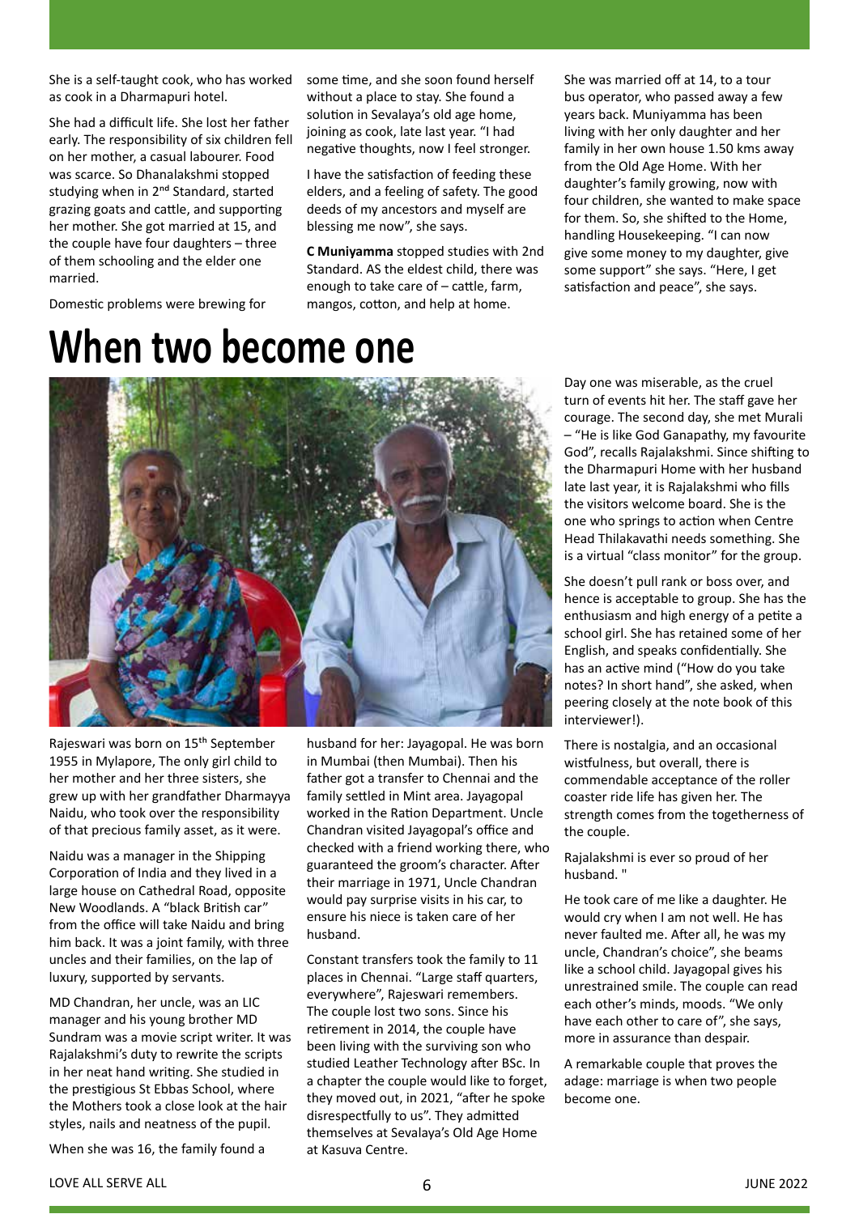She is a self-taught cook, who has worked as cook in a Dharmapuri hotel.

She had a difficult life. She lost her father early. The responsibility of six children fell on her mother, a casual labourer. Food was scarce. So Dhanalakshmi stopped studying when in 2nd Standard, started grazing goats and cattle, and supporting her mother. She got married at 15, and the couple have four daughters – three of them schooling and the elder one married.

Domestic problems were brewing for some time, and she soon found herself without a place to stay. She found a solution in Sevalaya's old age home, joining as cook, late last year. "I had negative thoughts, now I feel stronger.

I have the satisfaction of feeding these elders, and a feeling of safety. The good deeds of my ancestors and myself are blessing me now", she says.

**C Muniyamma** stopped studies with 2nd Standard. AS the eldest child, there was enough to take care of – cattle, farm, mangos, cotton, and help at home.

She was married off at 14, to a tour bus operator, who passed away a few years back. Muniyamma has been living with her only daughter and her family in her own house 1.50 kms away from the Old Age Home. With her daughter's family growing, now with four children, she wanted to make space for them. So, she shifted to the Home, handling Housekeeping. "I can now give some money to my daughter, give some support" she says. "Here, I get satisfaction and peace", she says.

# When two become one

Rajeswari was born on 15th September 1955 in Mylapore, The only girl child to her mother and her three sisters, she grew up with her grandfather Dharmayya Naidu, who took over the responsibility of that precious family asset, as it were.

Naidu was a manager in the Shipping Corporation of India and they lived in a large house on Cathedral Road, opposite New Woodlands. A "black British car" from the office will take Naidu and bring him back. It was a joint family, with three uncles and their families, on the lap of luxury, supported by servants.

MD Chandran, her uncle, was an LIC manager and his young brother MD Sundram was a movie script writer. It was Rajalakshmi's duty to rewrite the scripts in her neat hand writing. She studied in the prestigious St Ebbas School, where the Mothers took a close look at the hair styles, nails and neatness of the pupil.

When she was 16, the family found a husband for her: Jayagopal. He was born in Mumbai (then Mumbai). Then his father got a transfer to Chennai and the family settled in Mint area. Jayagopal worked in the Ration Department. Uncle Chandran visited Jayagopal's office and checked with a friend working there, who guaranteed the groom's character. After their marriage in 1971, Uncle Chandran would pay surprise visits in his car, to ensure his niece is taken care of her husband.

Constant transfers took the family to 11 places in Chennai. "Large staff quarters, everywhere", Rajeswari remembers. The couple lost two sons. Since his retirement in 2014, the couple have been living with the surviving son who studied Leather Technology after BSc. In a chapter the couple would like to forget, they moved out, in 2021, "after he spoke disrespectfully to us". They admitted themselves at Sevalaya's Old Age Home at Kasuva Centre.

Day one was miserable, as the cruel turn of events hit her. The staff gave her courage. The second day, she met Murali – "He is like God Ganapathy, my favourite God", recalls Rajalakshmi. Since shifting to the Dharmapuri Home with her husband late last year, it is Rajalakshmi who fills the visitors welcome board. She is the one who springs to action when Centre Head Thilakavathi needs something. She is a virtual "class monitor" for the group.

She doesn't pull rank or boss over, and hence is acceptable to group. She has the enthusiasm and high energy of a petite a school girl. She has retained some of her English, and speaks confidentially. She has an active mind ("How do you take notes? In short hand", she asked, when peering closely at the note book of this interviewer!).

There is nostalgia, and an occasional wistfulness, but overall, there is commendable acceptance of the roller coaster ride life has given her. The strength comes from the togetherness of the couple.

Rajalakshmi is ever so proud of her husband. "

He took care of me like a daughter. He would cry when I am not well. He has never faulted me. After all, he was my uncle, Chandran's choice", she beams like a school child. Jayagopal gives his unrestrained smile. The couple can read each other's minds, moods. "We only have each other to care of", she says, more in assurance than despair.

A remarkable couple that proves the adage: marriage is when two people become one.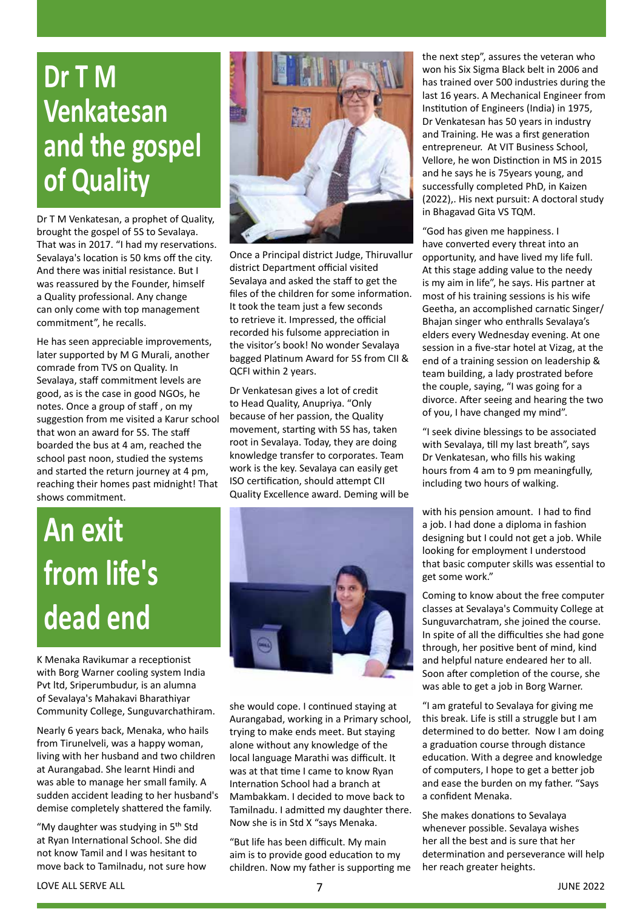# Dr T M Venkatesan and the gospel of Quality

Dr T M Venkatesan, a prophet of Quality, brought the gospel of 5S to Sevalaya. That was in 2017. "I had my reservations. Sevalaya's location is 50 kms off the city. And there was initial resistance. But I was reassured by the Founder, himself a Quality professional. Any change can only come with top management commitment", he recalls.

He has seen appreciable improvements, later supported by M G Murali, another comrade from TVS on Quality. In Sevalaya, staff commitment levels are good, as is the case in good NGOs, he notes. Once a group of staff , on my suggestion from me visited a Karur school that won an award for 5S. The staff boarded the bus at 4 am, reached the school past noon, studied the systems and started the return journey at 4 pm, reaching their homes past midnight! That shows commitment.

Once a Principal district Judge, Thiruvallur district Department official visited Sevalaya and asked the staff to get the files of the children for some information. It took the team just a few seconds to retrieve it. Impressed, the official recorded his fulsome appreciation in the visitor's book! No wonder Sevalaya bagged Platinum Award for 5S from CII & QCFI within 2 years.

Dr Venkatesan gives a lot of credit to Head Quality, Anupriya. "Only because of her passion, the Quality movement, starting with 5S has, taken root in Sevalaya. Today, they are doing knowledge transfer to corporates. Team work is the key. Sevalaya can easily get ISO certification, should attempt CII Quality Excellence award. Deming will be the next step", assures the veteran who won his Six Sigma Black belt in 2006 and has trained over 500 industries during the last 16 years. A Mechanical Engineer from Institution of Engineers (India) in 1975, Dr Venkatesan has 50 years in industry and Training. He was a first generation entrepreneur. At VIT Business School, Vellore, he won Distinction in MS in 2015 and he says he is 75years young, and successfully completed PhD, in Kaizen (2022),. His next pursuit: A doctoral study in Bhagavad Gita VS TQM.

"God has given me happiness. I have converted every threat into an opportunity, and have lived my life full. At this stage adding value to the needy is my aim in life", he says. His partner at most of his training sessions is his wife Geetha, an accomplished carnatic Singer/ Bhajan singer who enthralls Sevalaya's elders every Wednesday evening. At one session in a five-star hotel at Vizag, at the end of a training session on leadership & team building, a lady prostrated before the couple, saying, "I was going for a divorce. After seeing and hearing the two of you, I have changed my mind".

"I seek divine blessings to be associated with Sevalaya, till my last breath", says Dr Venkatesan, who fills his waking hours from 4 am to 9 pm meaningfully, including two hours of walking.

# An exit from life's dead end

K Menaka Ravikumar a receptionist with Borg Warner cooling system India Pvt ltd, Sriperumbudur, is an alumna of Sevalaya's Mahakavi Bharathiyar Community College, Sunguvarchathiram.

Nearly 6 years back, Menaka, who hails from Tirunelveli, was a happy woman, living with her husband and two children at Aurangabad. She learnt Hindi and was able to manage her small family. A sudden accident leading to her husband's demise completely shattered the family.

"My daughter was studying in 5th Std at Ryan International School. She did not know Tamil and I was hesitant to move back to Tamilnadu, not sure how she would cope. I continued staying at Aurangabad, working in a Primary school, trying to make ends meet. But staying alone without any knowledge of the local language Marathi was difficult. It was at that time I came to know Ryan Internation School had a branch at Mambakkam. I decided to move back to Tamilnadu. I admitted my daughter there. Now she is in Std X "says Menaka.

"But life has been difficult. My main aim is to provide good education to my children. Now my father is supporting me with his pension amount. I had to find a job. I had done a diploma in fashion designing but I could not get a job. While looking for employment I understood that basic computer skills was essential to get some work."

Coming to know about the free computer classes at Sevalaya's Commuity College at Sunguvarchatram, she joined the course. In spite of all the difficulties she had gone through, her positive bent of mind, kind and helpful nature endeared her to all. Soon after completion of the course, she was able to get a job in Borg Warner.

"I am grateful to Sevalaya for giving me this break. Life is still a struggle but I am determined to do better. Now I am doing a graduation course through distance education. With a degree and knowledge of computers, I hope to get a better job and ease the burden on my father. "Says a confident Menaka.

She makes donations to Sevalaya whenever possible. Sevalaya wishes her all the best and is sure that her determination and perseverance will help her reach greater heights.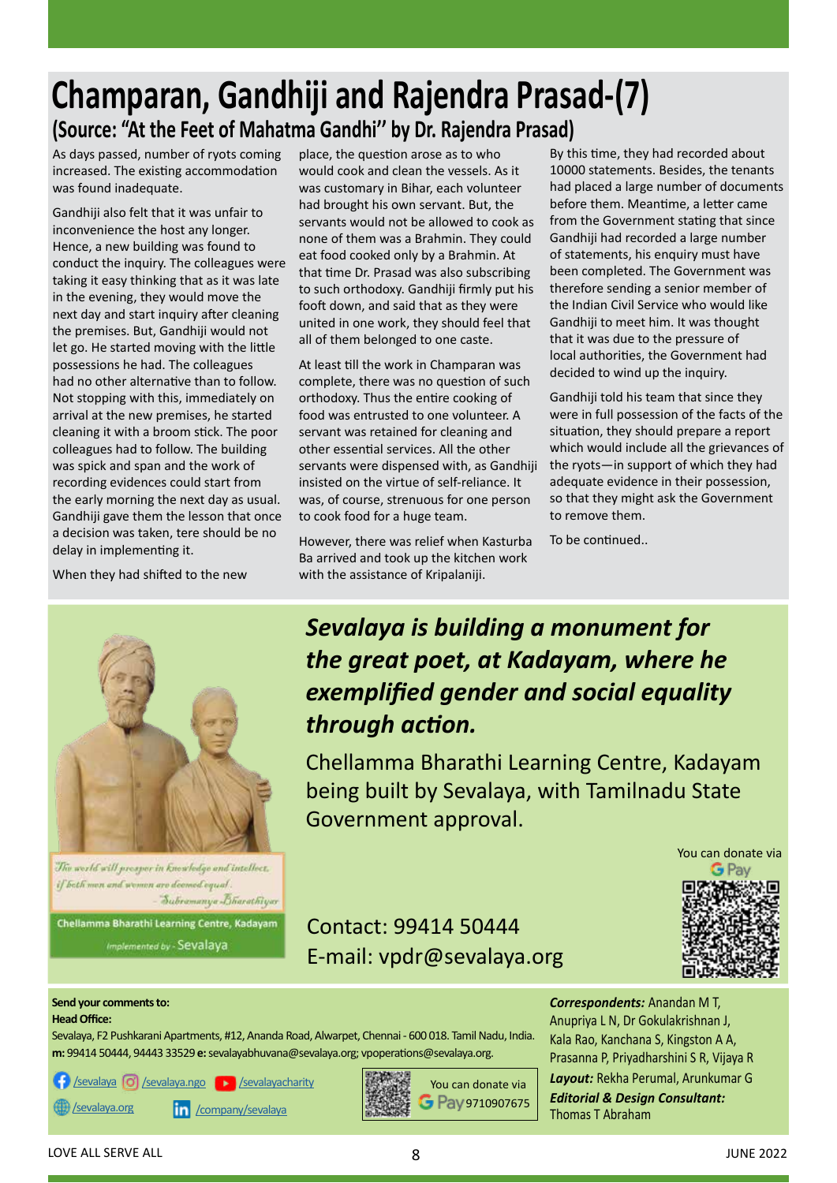# Champaran, Gandhiji and Rajendra Prasad-(7)

## (Source: "At the Feet of Mahatma Gandhi" by Dr. Rajendra Prasad)

As days passed, number of ryots coming increased. The existing accommodation was found inadequate.

Gandhiji also felt that it was unfair to inconvenience the host any longer. Hence, a new building was found to conduct the inquiry. The colleagues were taking it easy thinking that as it was late in the evening, they would move the next day and start inquiry after cleaning the premises. But, Gandhiji would not let go. He started moving with the little possessions he had. The colleagues had no other alternative than to follow. Not stopping with this, immediately on arrival at the new premises, he started cleaning it with a broom stick. The poor colleagues had to follow. The building was spick and span and the work of recording evidences could start from the early morning the next day as usual. Gandhiji gave them the lesson that once a decision was taken, tere should be no delay in implementing it.

When they had shifted to the new place, the question arose as to who would cook and clean the vessels. As it was customary in Bihar, each volunteer had brought his own servant. But, the servants would not be allowed to cook as none of them was a Brahmin. They could eat food cooked only by a Brahmin. At that time Dr. Prasad was also subscribing to such orthodoxy. Gandhiji firmly put his fooft down, and said that as they were united in one work, they should feel that all of them belonged to one caste.

At least till the work in Champaran was complete, there was no question of such orthodoxy. Thus the entire cooking of food was entrusted to one volunteer. A servant was retained for cleaning and other essential services. All the other servants were dispensed with, as Gandhiji insisted on the virtue of self-reliance. It was, of course, strenuous for one person to cook food for a huge team.

However, there was relief when Kasturba Ba arrived and took up the kitchen work with the assistance of Kripalaniji.

By this time, they had recorded about 10000 statements. Besides, the tenants had placed a large number of documents before them. Meantime, a letter came from the Government stating that since Gandhiji had recorded a large number of statements, his enquiry must have been completed. The Government was therefore sending a senior member of the Indian Civil Service who would like Gandhiji to meet him. It was thought that it was due to the pressure of local authorities, the Government had decided to wind up the inquiry.

Gandhiji told his team that since they were in full possession of the facts of the situation, they should prepare a report which would include all the grievances of the ryots—in support of which they had adequate evidence in their possession, so that they might ask the Government to remove them.

To be continued..

---

*The world will prosper in knowledge and intellect, if both men and women are deemed equal.*
*- Subramanya Bharathiyar*

Chellamma Bharathi Learning Centre, Kadayam
Implemented by - Sevalaya

***Sevalaya is building a monument for the great poet, at Kadayam, where he exemplified gender and social equality through action.***

Chellamma Bharathi Learning Centre, Kadayam being built by Sevalaya, with Tamilnadu State Government approval.

Contact: 99414 50444
E-mail: vpdr@sevalaya.org

You can donate via G Pay

---

**Send your comments to:**
**Head Office:**
Sevalaya, F2 Pushkarani Apartments, #12, Ananda Road, Alwarpet, Chennai - 600 018. Tamil Nadu, India.
**m:** 99414 50444, 94443 33529 **e:** sevalayabhuvana@sevalaya.org; vpoperations@sevalaya.org.

/sevalaya /sevalaya.ngo /sevalayacharity
/sevalaya.org /company/sevalaya

You can donate via G Pay 9710907675

***Correspondents:*** Anandan M T, Anupriya L N, Dr Gokulakrishnan J, Kala Rao, Kanchana S, Kingston A A, Prasanna P, Priyadharshini S R, Vijaya R
***Layout:*** Rekha Perumal, Arunkumar G
***Editorial & Design Consultant:*** Thomas T Abraham